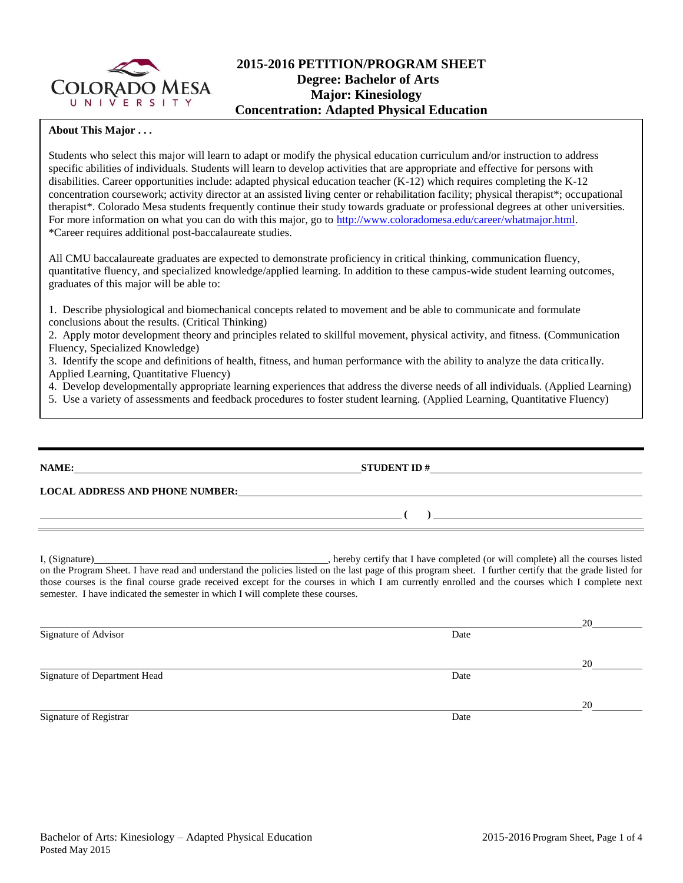# 2015-2016 PETITION/PROGRAM SHEET
## Degree: Bachelor of Arts
## Major: Kinesiology
## Concentration: Adapted Physical Education

**About This Major . . .**

Students who select this major will learn to adapt or modify the physical education curriculum and/or instruction to address specific abilities of individuals. Students will learn to develop activities that are appropriate and effective for persons with disabilities. Career opportunities include: adapted physical education teacher (K-12) which requires completing the K-12 concentration coursework; activity director at an assisted living center or rehabilitation facility; physical therapist*; occupational therapist*. Colorado Mesa students frequently continue their study towards graduate or professional degrees at other universities. For more information on what you can do with this major, go to http://www.coloradomesa.edu/career/whatmajor.html.
*Career requires additional post-baccalaureate studies.

All CMU baccalaureate graduates are expected to demonstrate proficiency in critical thinking, communication fluency, quantitative fluency, and specialized knowledge/applied learning. In addition to these campus-wide student learning outcomes, graduates of this major will be able to:

1. Describe physiological and biomechanical concepts related to movement and be able to communicate and formulate conclusions about the results. (Critical Thinking)
2. Apply motor development theory and principles related to skillful movement, physical activity, and fitness. (Communication Fluency, Specialized Knowledge)
3. Identify the scope and definitions of health, fitness, and human performance with the ability to analyze the data critically. Applied Learning, Quantitative Fluency)
4. Develop developmentally appropriate learning experiences that address the diverse needs of all individuals. (Applied Learning)
5. Use a variety of assessments and feedback procedures to foster student learning. (Applied Learning, Quantitative Fluency)

---

**NAME:** ______________________ **STUDENT ID #** ______________________

**LOCAL ADDRESS AND PHONE NUMBER:** ______________________

______________________ **(     )** ______________________

I, (Signature)______________________, hereby certify that I have completed (or will complete) all the courses listed on the Program Sheet. I have read and understand the policies listed on the last page of this program sheet. I further certify that the grade listed for those courses is the final course grade received except for the courses in which I am currently enrolled and the courses which I complete next semester. I have indicated the semester in which I will complete these courses.

______________________ Signature of Advisor — Date 20____

______________________ Signature of Department Head — Date 20____

______________________ Signature of Registrar — Date 20____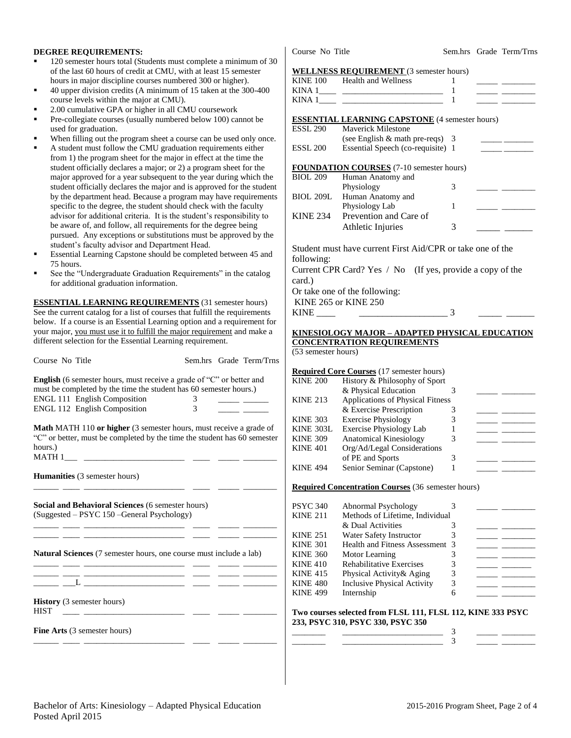**DEGREE REQUIREMENTS:**

- 120 semester hours total (Students must complete a minimum of 30 of the last 60 hours of credit at CMU, with at least 15 semester hours in major discipline courses numbered 300 or higher).
- 40 upper division credits (A minimum of 15 taken at the 300-400 course levels within the major at CMU).
- 2.00 cumulative GPA or higher in all CMU coursework
- Pre-collegiate courses (usually numbered below 100) cannot be used for graduation.
- When filling out the program sheet a course can be used only once.
- A student must follow the CMU graduation requirements either from 1) the program sheet for the major in effect at the time the student officially declares a major; or 2) a program sheet for the major approved for a year subsequent to the year during which the student officially declares the major and is approved for the student by the department head. Because a program may have requirements specific to the degree, the student should check with the faculty advisor for additional criteria. It is the student's responsibility to be aware of, and follow, all requirements for the degree being pursued. Any exceptions or substitutions must be approved by the student's faculty advisor and Department Head.
- Essential Learning Capstone should be completed between 45 and 75 hours.
- See the "Undergraduate Graduation Requirements" in the catalog for additional graduation information.

**ESSENTIAL LEARNING REQUIREMENTS** (31 semester hours)
See the current catalog for a list of courses that fulfill the requirements below. If a course is an Essential Learning option and a requirement for your major, you must use it to fulfill the major requirement and make a different selection for the Essential Learning requirement.

Course No Title Sem.hrs Grade Term/Trns

**English** (6 semester hours, must receive a grade of "C" or better and must be completed by the time the student has 60 semester hours.)

| Course No | Title | Sem.hrs | Grade | Term/Trns |
|---|---|---|---|---|
| ENGL 111 | English Composition | 3 | _____ | ______ |
| ENGL 112 | English Composition | 3 | _____ | ______ |

**Math** MATH 110 **or higher** (3 semester hours, must receive a grade of "C" or better, must be completed by the time the student has 60 semester hours.)

MATH 1___ ________________________ ____ _____ ________

**Humanities** (3 semester hours)

______ ____ ________________________ ____ _____ ________

**Social and Behavioral Sciences** (6 semester hours)
(Suggested – PSYC 150 –General Psychology)

______ ____ ________________________ ____ _____ ________
______ ____ ________________________ ____ _____ ________

**Natural Sciences** (7 semester hours, one course must include a lab)

______ ____ ________________________ ____ _____ ________
______ ____ ________________________ ____ _____ ________
______ ___L ________________________ ____ _____ ________

**History** (3 semester hours)

HIST ____ ________________________ ____ _____ ________

**Fine Arts** (3 semester hours)

______ ____ ________________________ ____ _____ ________

Course No Title Sem.hrs Grade Term/Trns

**WELLNESS REQUIREMENT** (3 semester hours)

| Course No | Title | Sem.hrs | Grade | Term/Trns |
|---|---|---|---|---|
| KINE 100 | Health and Wellness | 1 | _____ | ________ |
| KINA 1____ | ________________________ | 1 | _____ | ________ |
| KINA 1____ | ________________________ | 1 | _____ | ________ |

**ESSENTIAL LEARNING CAPSTONE** (4 semester hours)

| Course No | Title | Sem.hrs | Grade | Term/Trns |
|---|---|---|---|---|
| ESSL 290 | Maverick Milestone (see English & math pre-reqs) | 3 | _____ | _______ |
| ESSL 200 | Essential Speech (co-requisite) | 1 | _____ | _______ |

**FOUNDATION COURSES** (7-10 semester hours)

| Course No | Title | Sem.hrs | Grade | Term/Trns |
|---|---|---|---|---|
| BIOL 209 | Human Anatomy and Physiology | 3 | _____ | ________ |
| BIOL 209L | Human Anatomy and Physiology Lab | 1 | _____ | ________ |
| KINE 234 | Prevention and Care of Athletic Injuries | 3 | _____ | ______ |

Student must have current First Aid/CPR or take one of the following:
Current CPR Card? Yes / No (If yes, provide a copy of the card.)
Or take one of the following:
KINE 265 or KINE 250

KINE ____ ___________________ 3 _____ ______

**KINESIOLOGY MAJOR – ADAPTED PHYSICAL EDUCATION CONCENTRATION REQUIREMENTS**
(53 semester hours)

**Required Core Courses** (17 semester hours)

| Course No | Title | Sem.hrs | Grade | Term/Trns |
|---|---|---|---|---|
| KINE 200 | History & Philosophy of Sport & Physical Education | 3 | _____ | ________ |
| KINE 213 | Applications of Physical Fitness & Exercise Prescription | 3 | _____ | ________ |
| KINE 303 | Exercise Physiology | 3 | _____ | ________ |
| KINE 303L | Exercise Physiology Lab | 1 | _____ | ________ |
| KINE 309 | Anatomical Kinesiology | 3 | _____ | ________ |
| KINE 401 | Org/Ad/Legal Considerations of PE and Sports | 3 | _____ | ________ |
| KINE 494 | Senior Seminar (Capstone) | 1 | _____ | ________ |

**Required Concentration Courses** (36 semester hours)

| Course No | Title | Sem.hrs | Grade | Term/Trns |
|---|---|---|---|---|
| PSYC 340 | Abnormal Psychology | 3 | _____ | ________ |
| KINE 211 | Methods of Lifetime, Individual & Dual Activities | 3 | _____ | ________ |
| KINE 251 | Water Safety Instructor | 3 | _____ | ________ |
| KINE 301 | Health and Fitness Assessment | 3 | _____ | ________ |
| KINE 360 | Motor Learning | 3 | _____ | ________ |
| KINE 410 | Rehabilitative Exercises | 3 | _____ | _______ |
| KINE 415 | Physical Activity& Aging | 3 | _____ | ________ |
| KINE 480 | Inclusive Physical Activity | 3 | _____ | ________ |
| KINE 499 | Internship | 6 | _____ | ________ |

**Two courses selected from FLSL 111, FLSL 112, KINE 333 PSYC 233, PSYC 310, PSYC 330, PSYC 350**

| Course No | Title | Sem.hrs | Grade | Term/Trns |
|---|---|---|---|---|
| ________ | ________________________ | 3 | _____ | ________ |
| ________ | ________________________ | 3 | _____ | ________ |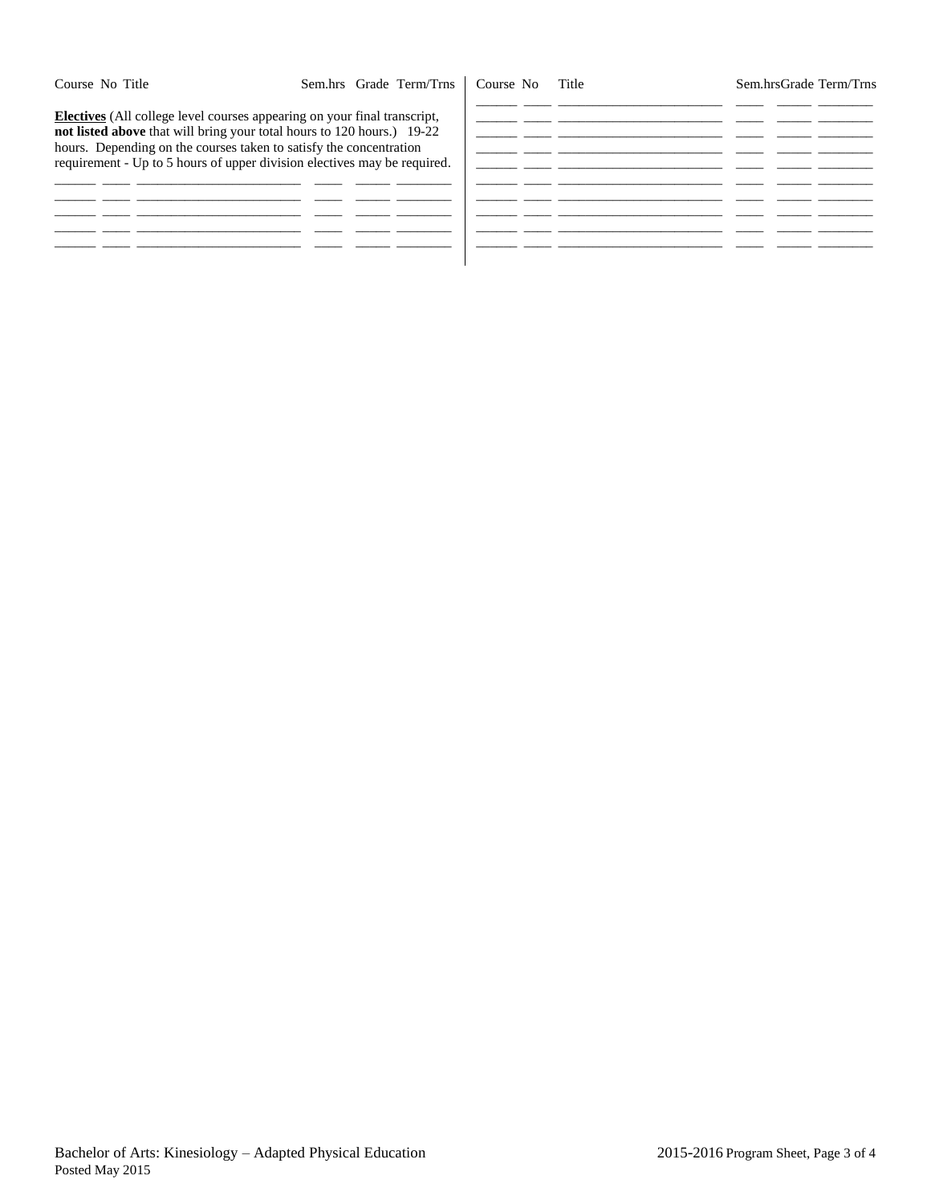| Course | No | Title | Sem.hrs | Grade | Term/Trns |
|---|---|---|---|---|---|

**Electives** (All college level courses appearing on your final transcript, **not listed above** that will bring your total hours to 120 hours.) 19-22 hours. Depending on the courses taken to satisfy the concentration requirement - Up to 5 hours of upper division electives may be required.

| Course | No | Title | Sem.hrs | Grade | Term/Trns |
|---|---|---|---|---|---|
| | | | | | |
| | | | | | |
| | | | | | |
| | | | | | |
| | | | | | |

| Course | No | Title | Sem.hrs | Grade | Term/Trns |
|---|---|---|---|---|---|
| | | | | | |
| | | | | | |
| | | | | | |
| | | | | | |
| | | | | | |
| | | | | | |
| | | | | | |
| | | | | | |
| | | | | | |

Bachelor of Arts: Kinesiology – Adapted Physical Education
Posted May 2015
2015-2016 Program Sheet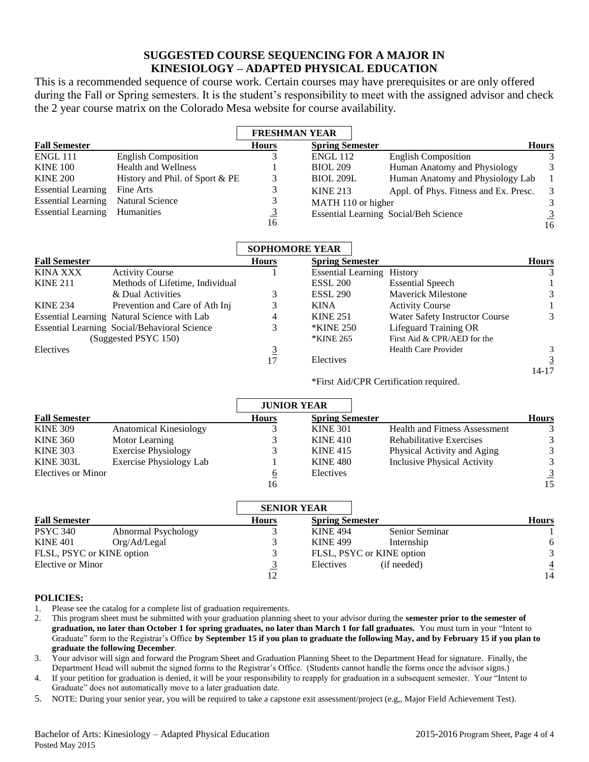## SUGGESTED COURSE SEQUENCING FOR A MAJOR IN KINESIOLOGY – ADAPTED PHYSICAL EDUCATION

This is a recommended sequence of course work. Certain courses may have prerequisites or are only offered during the Fall or Spring semesters. It is the student's responsibility to meet with the assigned advisor and check the 2 year course matrix on the Colorado Mesa website for course availability.

### FRESHMAN YEAR

| Fall Semester | | Hours | Spring Semester | | Hours |
|---|---|---|---|---|---|
| ENGL 111 | English Composition | 3 | ENGL 112 | English Composition | 3 |
| KINE 100 | Health and Wellness | 1 | BIOL 209 | Human Anatomy and Physiology | 3 |
| KINE 200 | History and Phil. of Sport & PE | 3 | BIOL 209L | Human Anatomy and Physiology Lab | 1 |
| Essential Learning | Fine Arts | 3 | KINE 213 | Appl. of Phys. Fitness and Ex. Presc. | 3 |
| Essential Learning | Natural Science | 3 | MATH 110 or higher | | 3 |
| Essential Learning | Humanities | 3 | Essential Learning | Social/Beh Science | 3 |
| | | 16 | | | 16 |

### SOPHOMORE YEAR

| Fall Semester | | Hours | Spring Semester | | Hours |
|---|---|---|---|---|---|
| KINA XXX | Activity Course | 1 | Essential Learning | History | 3 |
| KINE 211 | Methods of Lifetime, Individual & Dual Activities | 3 | ESSL 200 | Essential Speech | 1 |
| KINE 234 | Prevention and Care of Ath Inj | 3 | ESSL 290 | Maverick Milestone | 3 |
| Essential Learning | Natural Science with Lab | 4 | KINA | Activity Course | 1 |
| Essential Learning | Social/Behavioral Science (Suggested PSYC 150) | 3 | KINE 251 | Water Safety Instructor Course | 3 |
| Electives | | 3 | *KINE 250 | Lifeguard Training OR | |
| | | 17 | *KINE 265 | First Aid & CPR/AED for the Health Care Provider | 3 |
| | | | Electives | | 3 |
| | | | | | 14-17 |

*First Aid/CPR Certification required.

### JUNIOR YEAR

| Fall Semester | | Hours | Spring Semester | | Hours |
|---|---|---|---|---|---|
| KINE 309 | Anatomical Kinesiology | 3 | KINE 301 | Health and Fitness Assessment | 3 |
| KINE 360 | Motor Learning | 3 | KINE 410 | Rehabilitative Exercises | 3 |
| KINE 303 | Exercise Physiology | 3 | KINE 415 | Physical Activity and Aging | 3 |
| KINE 303L | Exercise Physiology Lab | 1 | KINE 480 | Inclusive Physical Activity | 3 |
| Electives or Minor | | 6 | Electives | | 3 |
| | | 16 | | | 15 |

### SENIOR YEAR

| Fall Semester | | Hours | Spring Semester | | Hours |
|---|---|---|---|---|---|
| PSYC 340 | Abnormal Psychology | 3 | KINE 494 | Senior Seminar | 1 |
| KINE 401 | Org/Ad/Legal | 3 | KINE 499 | Internship | 6 |
| FLSL, PSYC or KINE option | | 3 | FLSL, PSYC or KINE option | | 3 |
| Elective or Minor | | 3 | Electives | (if needed) | 4 |
| | | 12 | | | 14 |

**POLICIES:**

1. Please see the catalog for a complete list of graduation requirements.
2. This program sheet must be submitted with your graduation planning sheet to your advisor during the **semester prior to the semester of graduation, no later than October 1 for spring graduates, no later than March 1 for fall graduates.** You must turn in your "Intent to Graduate" form to the Registrar's Office **by September 15 if you plan to graduate the following May, and by February 15 if you plan to graduate the following December**.
3. Your advisor will sign and forward the Program Sheet and Graduation Planning Sheet to the Department Head for signature. Finally, the Department Head will submit the signed forms to the Registrar's Office. (Students cannot handle the forms once the advisor signs.)
4. If your petition for graduation is denied, it will be your responsibility to reapply for graduation in a subsequent semester. Your "Intent to Graduate" does not automatically move to a later graduation date.
5. NOTE: During your senior year, you will be required to take a capstone exit assessment/project (e.g,, Major Field Achievement Test).

Bachelor of Arts: Kinesiology – Adapted Physical Education
Posted May 2015